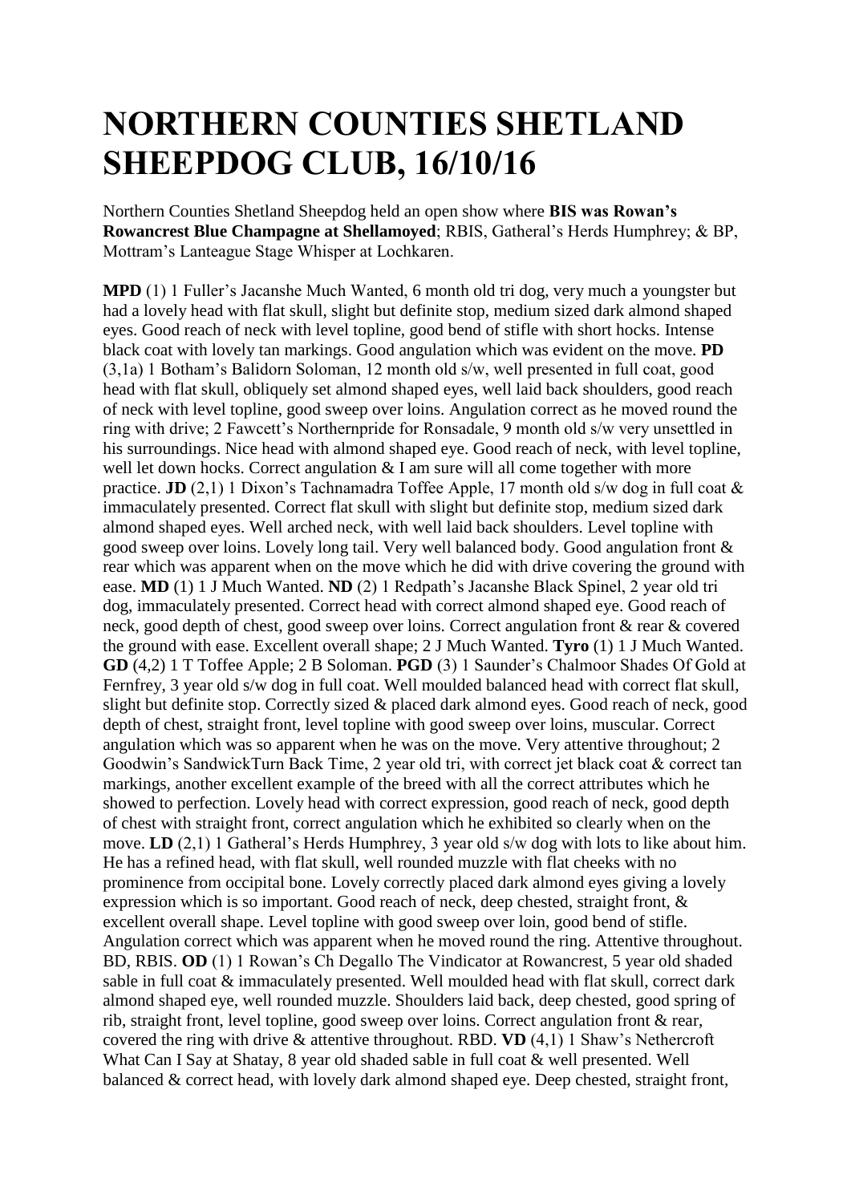# NORTHERN COUNTIES SHETLAND SHEEPDOG CLUB, 16/10/16

Northern Counties Shetland Sheepdog held an open show where **BIS was Rowan's Rowancrest Blue Champagne at Shellamoyed**; RBIS, Gatheral's Herds Humphrey; & BP, Mottram's Lanteague Stage Whisper at Lochkaren.

**MPD** (1) 1 Fuller's Jacanshe Much Wanted, 6 month old tri dog, very much a youngster but had a lovely head with flat skull, slight but definite stop, medium sized dark almond shaped eyes. Good reach of neck with level topline, good bend of stifle with short hocks. Intense black coat with lovely tan markings. Good angulation which was evident on the move. **PD** (3,1a) 1 Botham's Balidorn Soloman, 12 month old s/w, well presented in full coat, good head with flat skull, obliquely set almond shaped eyes, well laid back shoulders, good reach of neck with level topline, good sweep over loins. Angulation correct as he moved round the ring with drive; 2 Fawcett's Northernpride for Ronsadale, 9 month old s/w very unsettled in his surroundings. Nice head with almond shaped eye. Good reach of neck, with level topline, well let down hocks. Correct angulation & I am sure will all come together with more practice. **JD** (2,1) 1 Dixon's Tachnamadra Toffee Apple, 17 month old s/w dog in full coat & immaculately presented. Correct flat skull with slight but definite stop, medium sized dark almond shaped eyes. Well arched neck, with well laid back shoulders. Level topline with good sweep over loins. Lovely long tail. Very well balanced body. Good angulation front & rear which was apparent when on the move which he did with drive covering the ground with ease. **MD** (1) 1 J Much Wanted. **ND** (2) 1 Redpath's Jacanshe Black Spinel, 2 year old tri dog, immaculately presented. Correct head with correct almond shaped eye. Good reach of neck, good depth of chest, good sweep over loins. Correct angulation front & rear & covered the ground with ease. Excellent overall shape; 2 J Much Wanted. **Tyro** (1) 1 J Much Wanted. **GD** (4,2) 1 T Toffee Apple; 2 B Soloman. **PGD** (3) 1 Saunder's Chalmoor Shades Of Gold at Fernfrey, 3 year old s/w dog in full coat. Well moulded balanced head with correct flat skull, slight but definite stop. Correctly sized & placed dark almond eyes. Good reach of neck, good depth of chest, straight front, level topline with good sweep over loins, muscular. Correct angulation which was so apparent when he was on the move. Very attentive throughout; 2 Goodwin's SandwickTurn Back Time, 2 year old tri, with correct jet black coat & correct tan markings, another excellent example of the breed with all the correct attributes which he showed to perfection. Lovely head with correct expression, good reach of neck, good depth of chest with straight front, correct angulation which he exhibited so clearly when on the move. **LD** (2,1) 1 Gatheral's Herds Humphrey, 3 year old s/w dog with lots to like about him. He has a refined head, with flat skull, well rounded muzzle with flat cheeks with no prominence from occipital bone. Lovely correctly placed dark almond eyes giving a lovely expression which is so important. Good reach of neck, deep chested, straight front, & excellent overall shape. Level topline with good sweep over loin, good bend of stifle. Angulation correct which was apparent when he moved round the ring. Attentive throughout. BD, RBIS. **OD** (1) 1 Rowan's Ch Degallo The Vindicator at Rowancrest, 5 year old shaded sable in full coat & immaculately presented. Well moulded head with flat skull, correct dark almond shaped eye, well rounded muzzle. Shoulders laid back, deep chested, good spring of rib, straight front, level topline, good sweep over loins. Correct angulation front & rear, covered the ring with drive & attentive throughout. RBD. **VD** (4,1) 1 Shaw's Nethercroft What Can I Say at Shatay, 8 year old shaded sable in full coat & well presented. Well balanced & correct head, with lovely dark almond shaped eye. Deep chested, straight front,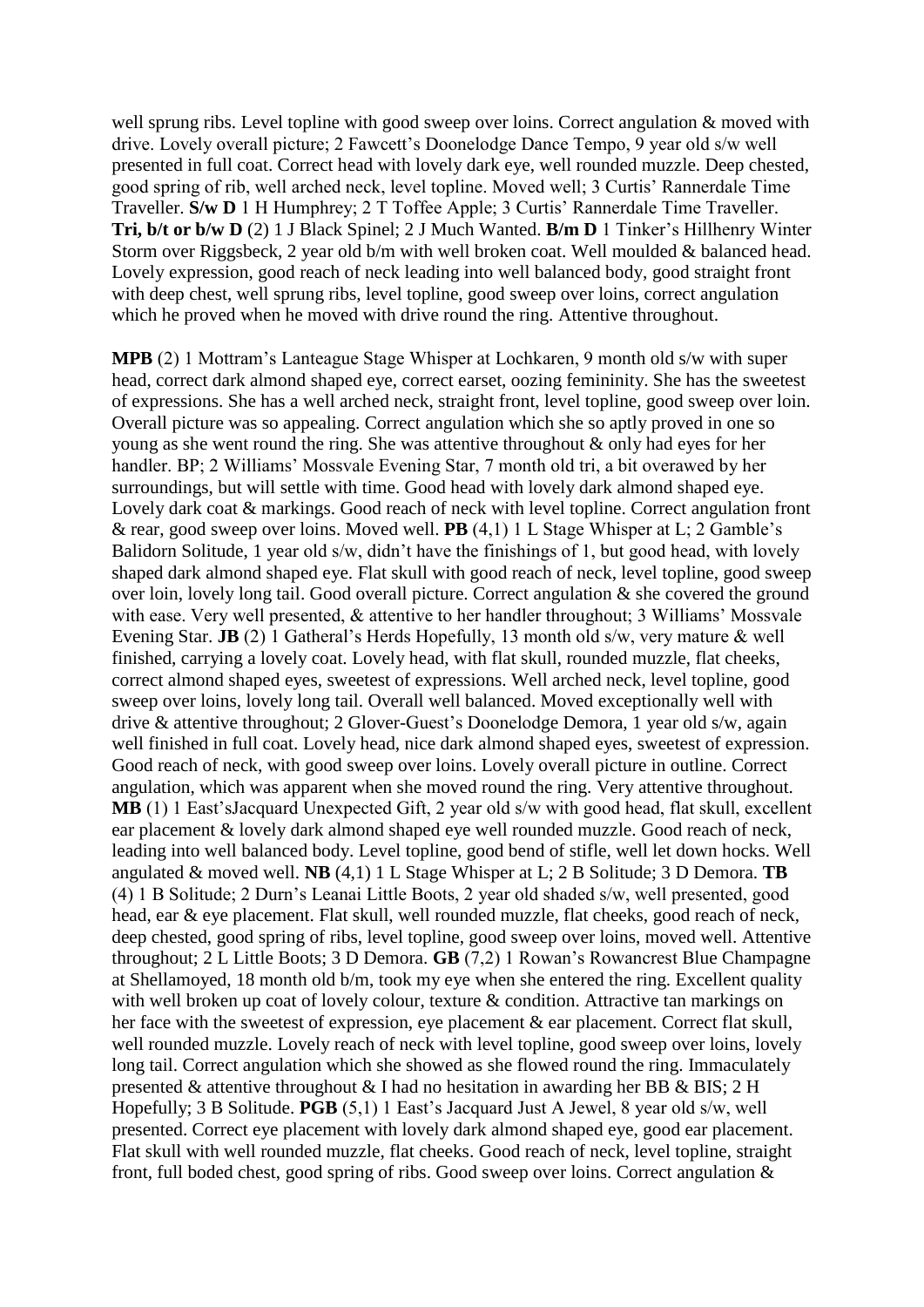well sprung ribs. Level topline with good sweep over loins. Correct angulation & moved with drive. Lovely overall picture; 2 Fawcett's Doonelodge Dance Tempo, 9 year old s/w well presented in full coat. Correct head with lovely dark eye, well rounded muzzle. Deep chested, good spring of rib, well arched neck, level topline. Moved well; 3 Curtis' Rannerdale Time Traveller. **S/w D** 1 H Humphrey; 2 T Toffee Apple; 3 Curtis' Rannerdale Time Traveller. **Tri, b/t or b/w D** (2) 1 J Black Spinel; 2 J Much Wanted. **B/m D** 1 Tinker's Hillhenry Winter Storm over Riggsbeck, 2 year old b/m with well broken coat. Well moulded & balanced head. Lovely expression, good reach of neck leading into well balanced body, good straight front with deep chest, well sprung ribs, level topline, good sweep over loins, correct angulation which he proved when he moved with drive round the ring. Attentive throughout.

**MPB** (2) 1 Mottram's Lanteague Stage Whisper at Lochkaren, 9 month old s/w with super head, correct dark almond shaped eye, correct earset, oozing femininity. She has the sweetest of expressions. She has a well arched neck, straight front, level topline, good sweep over loin. Overall picture was so appealing. Correct angulation which she so aptly proved in one so young as she went round the ring. She was attentive throughout & only had eyes for her handler. BP; 2 Williams' Mossvale Evening Star, 7 month old tri, a bit overawed by her surroundings, but will settle with time. Good head with lovely dark almond shaped eye. Lovely dark coat & markings. Good reach of neck with level topline. Correct angulation front & rear, good sweep over loins. Moved well. **PB** (4,1) 1 L Stage Whisper at L; 2 Gamble's Balidorn Solitude, 1 year old s/w, didn't have the finishings of 1, but good head, with lovely shaped dark almond shaped eye. Flat skull with good reach of neck, level topline, good sweep over loin, lovely long tail. Good overall picture. Correct angulation & she covered the ground with ease. Very well presented, & attentive to her handler throughout; 3 Williams' Mossvale Evening Star. **JB** (2) 1 Gatheral's Herds Hopefully, 13 month old s/w, very mature & well finished, carrying a lovely coat. Lovely head, with flat skull, rounded muzzle, flat cheeks, correct almond shaped eyes, sweetest of expressions. Well arched neck, level topline, good sweep over loins, lovely long tail. Overall well balanced. Moved exceptionally well with drive & attentive throughout; 2 Glover-Guest's Doonelodge Demora, 1 year old s/w, again well finished in full coat. Lovely head, nice dark almond shaped eyes, sweetest of expression. Good reach of neck, with good sweep over loins. Lovely overall picture in outline. Correct angulation, which was apparent when she moved round the ring. Very attentive throughout. **MB** (1) 1 East'sJacquard Unexpected Gift, 2 year old s/w with good head, flat skull, excellent ear placement & lovely dark almond shaped eye well rounded muzzle. Good reach of neck, leading into well balanced body. Level topline, good bend of stifle, well let down hocks. Well angulated & moved well. **NB** (4,1) 1 L Stage Whisper at L; 2 B Solitude; 3 D Demora. **TB** (4) 1 B Solitude; 2 Durn's Leanai Little Boots, 2 year old shaded s/w, well presented, good head, ear & eye placement. Flat skull, well rounded muzzle, flat cheeks, good reach of neck, deep chested, good spring of ribs, level topline, good sweep over loins, moved well. Attentive throughout; 2 L Little Boots; 3 D Demora. **GB** (7,2) 1 Rowan's Rowancrest Blue Champagne at Shellamoyed, 18 month old b/m, took my eye when she entered the ring. Excellent quality with well broken up coat of lovely colour, texture & condition. Attractive tan markings on her face with the sweetest of expression, eye placement & ear placement. Correct flat skull, well rounded muzzle. Lovely reach of neck with level topline, good sweep over loins, lovely long tail. Correct angulation which she showed as she flowed round the ring. Immaculately presented & attentive throughout & I had no hesitation in awarding her BB & BIS; 2 H Hopefully; 3 B Solitude. **PGB** (5,1) 1 East's Jacquard Just A Jewel, 8 year old s/w, well presented. Correct eye placement with lovely dark almond shaped eye, good ear placement. Flat skull with well rounded muzzle, flat cheeks. Good reach of neck, level topline, straight front, full boded chest, good spring of ribs. Good sweep over loins. Correct angulation &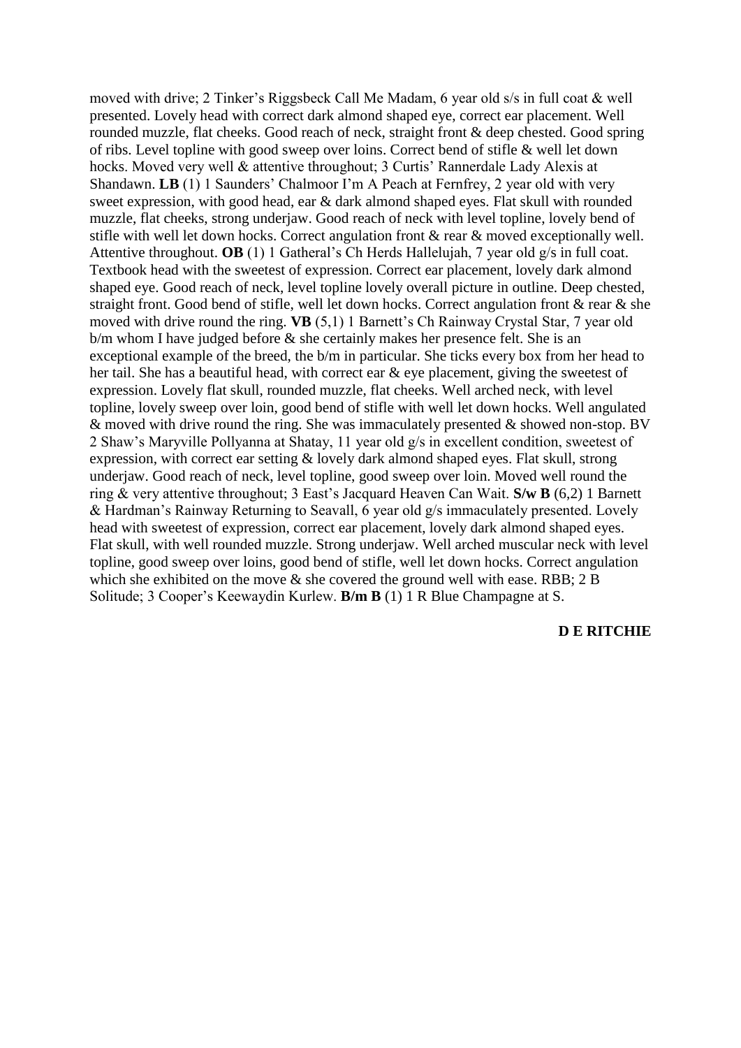moved with drive; 2 Tinker's Riggsbeck Call Me Madam, 6 year old s/s in full coat & well presented. Lovely head with correct dark almond shaped eye, correct ear placement. Well rounded muzzle, flat cheeks. Good reach of neck, straight front & deep chested. Good spring of ribs. Level topline with good sweep over loins. Correct bend of stifle & well let down hocks. Moved very well & attentive throughout; 3 Curtis' Rannerdale Lady Alexis at Shandawn. **LB** (1) 1 Saunders' Chalmoor I'm A Peach at Fernfrey, 2 year old with very sweet expression, with good head, ear & dark almond shaped eyes. Flat skull with rounded muzzle, flat cheeks, strong underjaw. Good reach of neck with level topline, lovely bend of stifle with well let down hocks. Correct angulation front & rear & moved exceptionally well. Attentive throughout. **OB** (1) 1 Gatheral's Ch Herds Hallelujah, 7 year old g/s in full coat. Textbook head with the sweetest of expression. Correct ear placement, lovely dark almond shaped eye. Good reach of neck, level topline lovely overall picture in outline. Deep chested, straight front. Good bend of stifle, well let down hocks. Correct angulation front & rear & she moved with drive round the ring. **VB** (5,1) 1 Barnett's Ch Rainway Crystal Star, 7 year old b/m whom I have judged before & she certainly makes her presence felt. She is an exceptional example of the breed, the b/m in particular. She ticks every box from her head to her tail. She has a beautiful head, with correct ear & eye placement, giving the sweetest of expression. Lovely flat skull, rounded muzzle, flat cheeks. Well arched neck, with level topline, lovely sweep over loin, good bend of stifle with well let down hocks. Well angulated & moved with drive round the ring. She was immaculately presented & showed non-stop. BV 2 Shaw's Maryville Pollyanna at Shatay, 11 year old g/s in excellent condition, sweetest of expression, with correct ear setting & lovely dark almond shaped eyes. Flat skull, strong underjaw. Good reach of neck, level topline, good sweep over loin. Moved well round the ring & very attentive throughout; 3 East's Jacquard Heaven Can Wait. **S/w B** (6,2) 1 Barnett & Hardman's Rainway Returning to Seavall, 6 year old g/s immaculately presented. Lovely head with sweetest of expression, correct ear placement, lovely dark almond shaped eyes. Flat skull, with well rounded muzzle. Strong underjaw. Well arched muscular neck with level topline, good sweep over loins, good bend of stifle, well let down hocks. Correct angulation which she exhibited on the move & she covered the ground well with ease. RBB; 2 B Solitude; 3 Cooper's Keewaydin Kurlew. **B/m B** (1) 1 R Blue Champagne at S.

**D E RITCHIE**